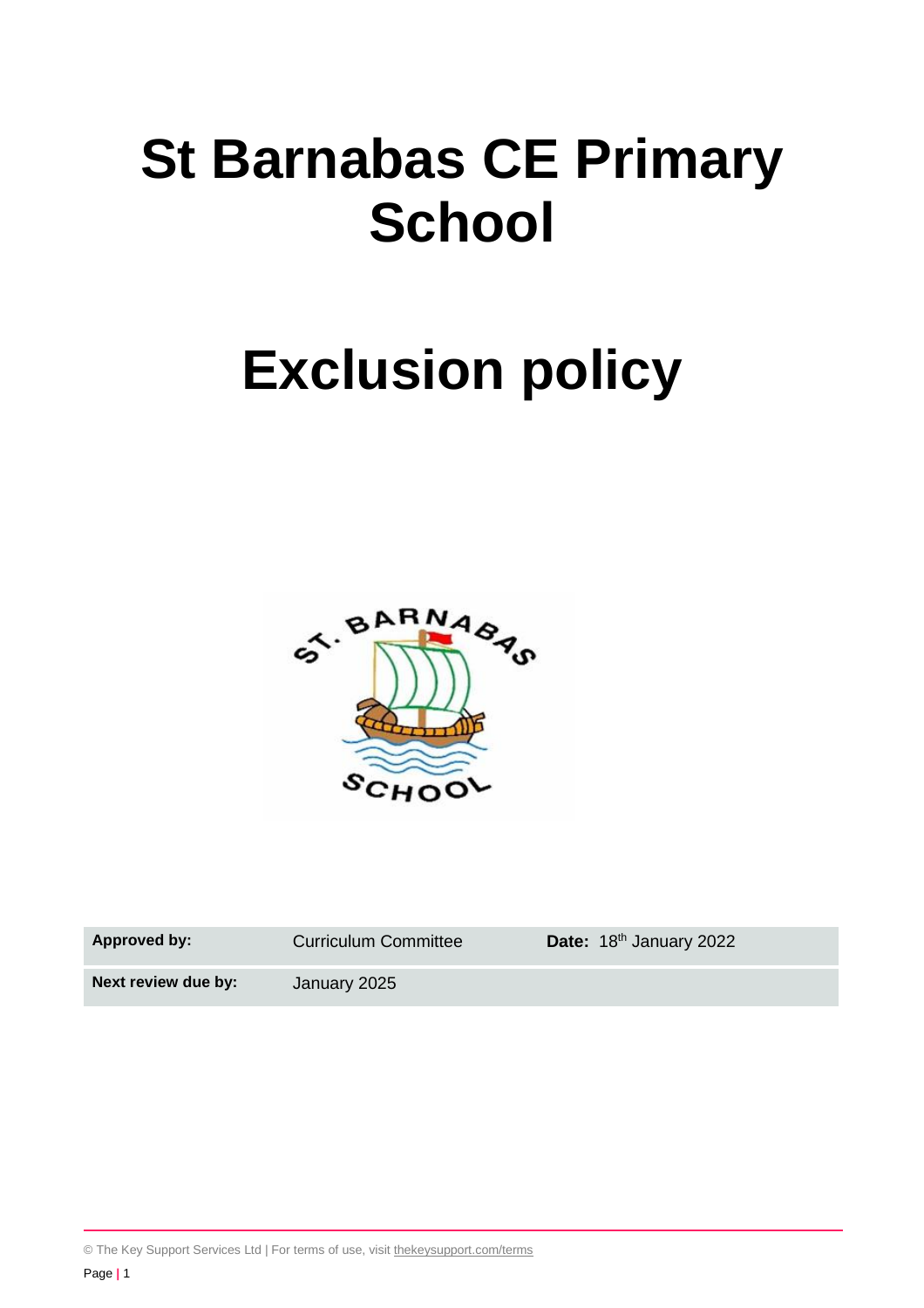# St Barnabas CE Primary School

# Exclusion policy

| Approved by: | Curriculum Committee | Date: 18th January 2022 |
| --- | --- | --- |
| Next review due by: | January 2025 | |

© The Key Support Services Ltd | For terms of use, visit thekeysupport.com/terms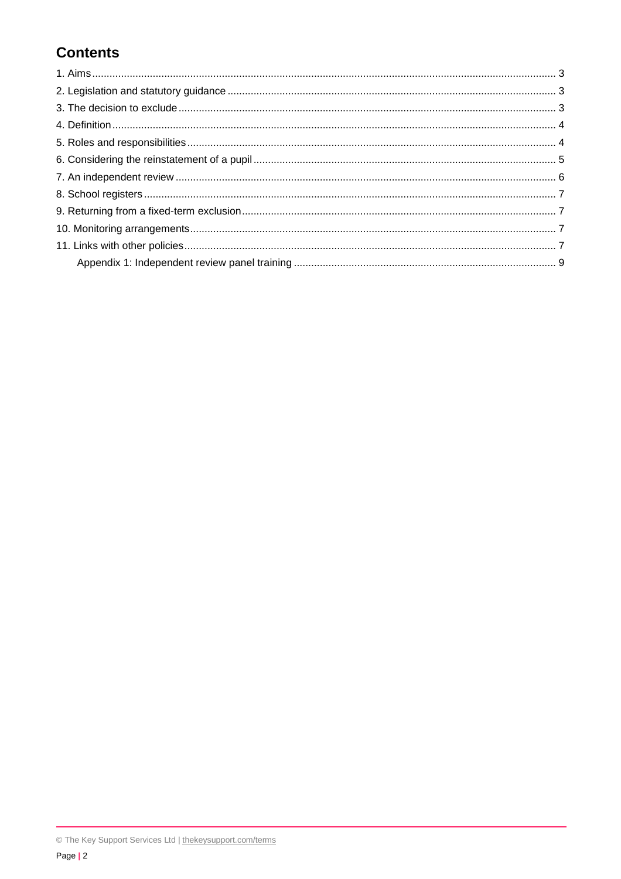## Contents

1. Aims ... 3
2. Legislation and statutory guidance ... 3
3. The decision to exclude ... 3
4. Definition ... 4
5. Roles and responsibilities ... 4
6. Considering the reinstatement of a pupil ... 5
7. An independent review ... 6
8. School registers ... 7
9. Returning from a fixed-term exclusion ... 7
10. Monitoring arrangements ... 7
11. Links with other policies ... 7
    Appendix 1: Independent review panel training ... 9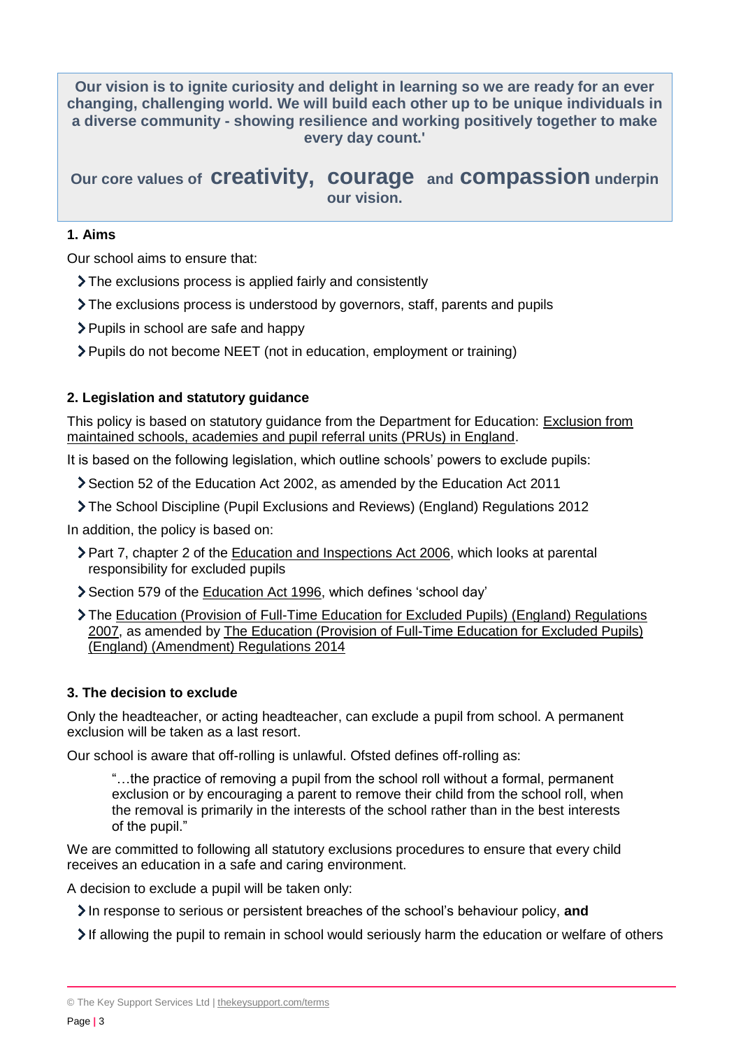**Our vision is to ignite curiosity and delight in learning so we are ready for an ever changing, challenging world. We will build each other up to be unique individuals in a diverse community - showing resilience and working positively together to make every day count.'**

**Our core values of creativity, courage and compassion underpin our vision.**

## 1. Aims

Our school aims to ensure that:

- The exclusions process is applied fairly and consistently
- The exclusions process is understood by governors, staff, parents and pupils
- Pupils in school are safe and happy
- Pupils do not become NEET (not in education, employment or training)

## 2. Legislation and statutory guidance

This policy is based on statutory guidance from the Department for Education: Exclusion from maintained schools, academies and pupil referral units (PRUs) in England.

It is based on the following legislation, which outline schools' powers to exclude pupils:

- Section 52 of the Education Act 2002, as amended by the Education Act 2011
- The School Discipline (Pupil Exclusions and Reviews) (England) Regulations 2012

In addition, the policy is based on:

- Part 7, chapter 2 of the Education and Inspections Act 2006, which looks at parental responsibility for excluded pupils
- Section 579 of the Education Act 1996, which defines 'school day'
- The Education (Provision of Full-Time Education for Excluded Pupils) (England) Regulations 2007, as amended by The Education (Provision of Full-Time Education for Excluded Pupils) (England) (Amendment) Regulations 2014

## 3. The decision to exclude

Only the headteacher, or acting headteacher, can exclude a pupil from school. A permanent exclusion will be taken as a last resort.

Our school is aware that off-rolling is unlawful. Ofsted defines off-rolling as:

> "…the practice of removing a pupil from the school roll without a formal, permanent exclusion or by encouraging a parent to remove their child from the school roll, when the removal is primarily in the interests of the school rather than in the best interests of the pupil."

We are committed to following all statutory exclusions procedures to ensure that every child receives an education in a safe and caring environment.

A decision to exclude a pupil will be taken only:

- In response to serious or persistent breaches of the school's behaviour policy, **and**
- If allowing the pupil to remain in school would seriously harm the education or welfare of others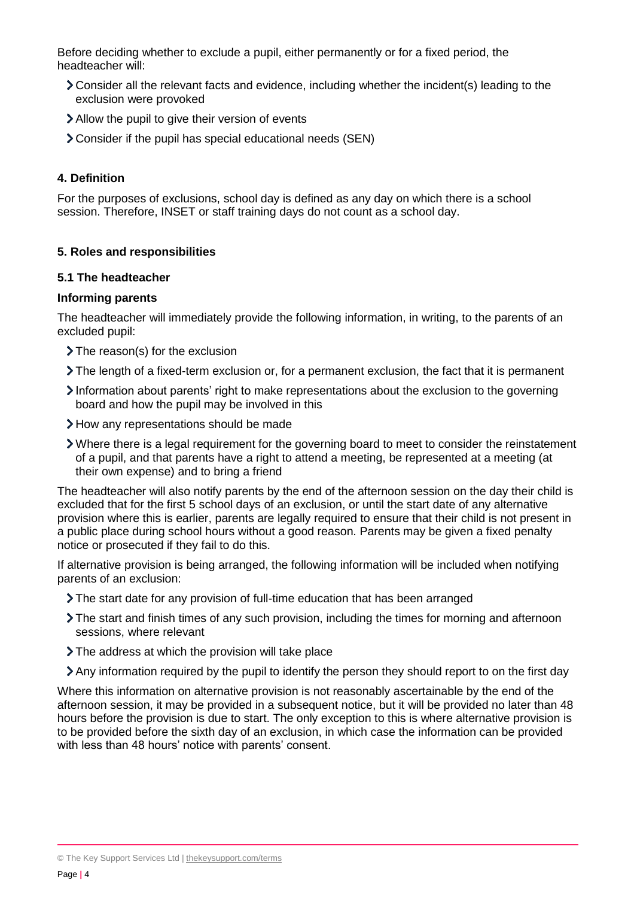Before deciding whether to exclude a pupil, either permanently or for a fixed period, the headteacher will:

- Consider all the relevant facts and evidence, including whether the incident(s) leading to the exclusion were provoked
- Allow the pupil to give their version of events
- Consider if the pupil has special educational needs (SEN)

## 4. Definition

For the purposes of exclusions, school day is defined as any day on which there is a school session. Therefore, INSET or staff training days do not count as a school day.

## 5. Roles and responsibilities

### 5.1 The headteacher

#### Informing parents

The headteacher will immediately provide the following information, in writing, to the parents of an excluded pupil:

- The reason(s) for the exclusion
- The length of a fixed-term exclusion or, for a permanent exclusion, the fact that it is permanent
- Information about parents' right to make representations about the exclusion to the governing board and how the pupil may be involved in this
- How any representations should be made
- Where there is a legal requirement for the governing board to meet to consider the reinstatement of a pupil, and that parents have a right to attend a meeting, be represented at a meeting (at their own expense) and to bring a friend

The headteacher will also notify parents by the end of the afternoon session on the day their child is excluded that for the first 5 school days of an exclusion, or until the start date of any alternative provision where this is earlier, parents are legally required to ensure that their child is not present in a public place during school hours without a good reason. Parents may be given a fixed penalty notice or prosecuted if they fail to do this.

If alternative provision is being arranged, the following information will be included when notifying parents of an exclusion:

- The start date for any provision of full-time education that has been arranged
- The start and finish times of any such provision, including the times for morning and afternoon sessions, where relevant
- The address at which the provision will take place
- Any information required by the pupil to identify the person they should report to on the first day

Where this information on alternative provision is not reasonably ascertainable by the end of the afternoon session, it may be provided in a subsequent notice, but it will be provided no later than 48 hours before the provision is due to start. The only exception to this is where alternative provision is to be provided before the sixth day of an exclusion, in which case the information can be provided with less than 48 hours' notice with parents' consent.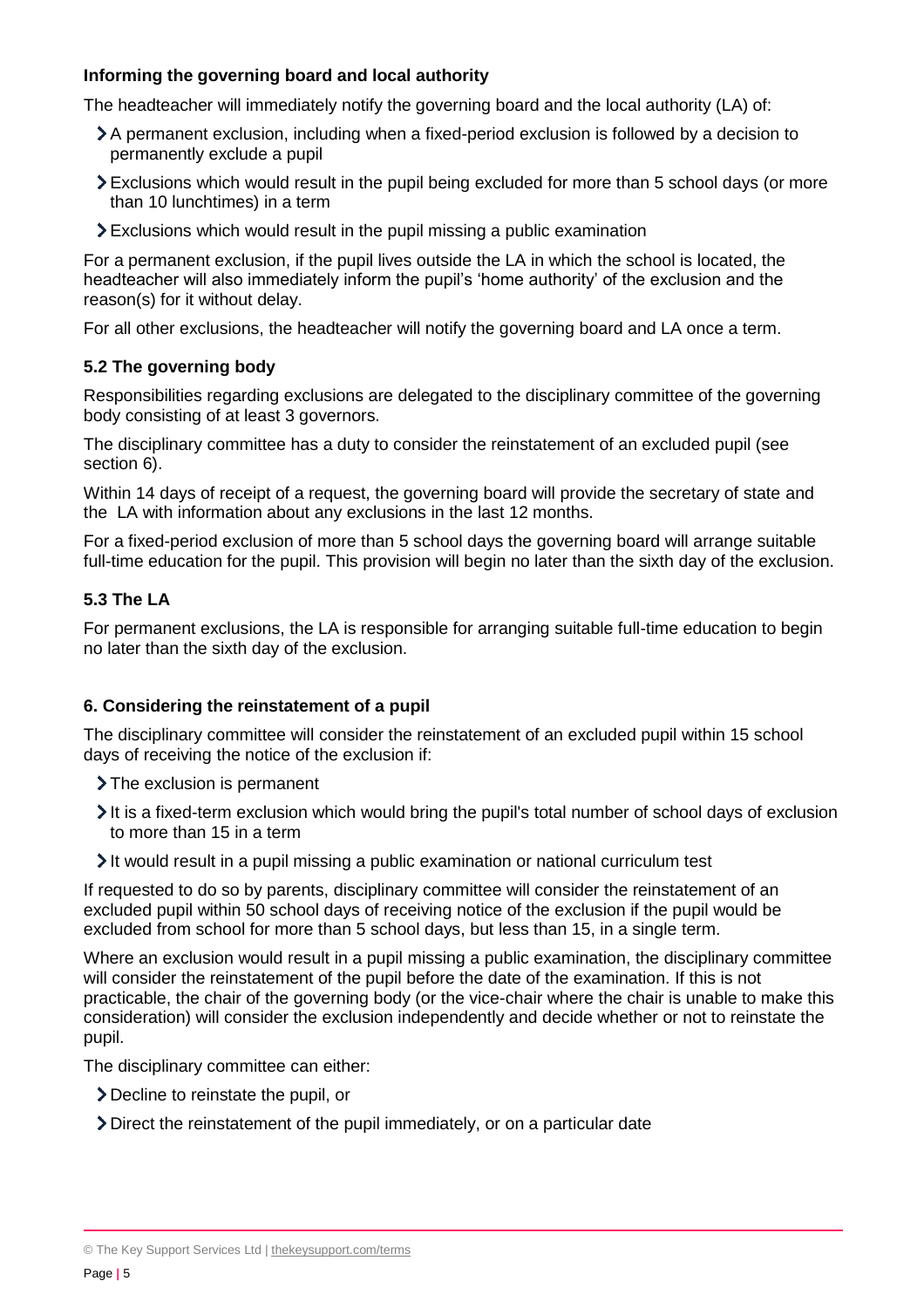#### Informing the governing board and local authority

The headteacher will immediately notify the governing board and the local authority (LA) of:

- A permanent exclusion, including when a fixed-period exclusion is followed by a decision to permanently exclude a pupil
- Exclusions which would result in the pupil being excluded for more than 5 school days (or more than 10 lunchtimes) in a term
- Exclusions which would result in the pupil missing a public examination

For a permanent exclusion, if the pupil lives outside the LA in which the school is located, the headteacher will also immediately inform the pupil's 'home authority' of the exclusion and the reason(s) for it without delay.

For all other exclusions, the headteacher will notify the governing board and LA once a term.

### 5.2 The governing body

Responsibilities regarding exclusions are delegated to the disciplinary committee of the governing body consisting of at least 3 governors.

The disciplinary committee has a duty to consider the reinstatement of an excluded pupil (see section 6).

Within 14 days of receipt of a request, the governing board will provide the secretary of state and the LA with information about any exclusions in the last 12 months.

For a fixed-period exclusion of more than 5 school days the governing board will arrange suitable full-time education for the pupil. This provision will begin no later than the sixth day of the exclusion.

### 5.3 The LA

For permanent exclusions, the LA is responsible for arranging suitable full-time education to begin no later than the sixth day of the exclusion.

## 6. Considering the reinstatement of a pupil

The disciplinary committee will consider the reinstatement of an excluded pupil within 15 school days of receiving the notice of the exclusion if:

- The exclusion is permanent
- It is a fixed-term exclusion which would bring the pupil's total number of school days of exclusion to more than 15 in a term
- It would result in a pupil missing a public examination or national curriculum test

If requested to do so by parents, disciplinary committee will consider the reinstatement of an excluded pupil within 50 school days of receiving notice of the exclusion if the pupil would be excluded from school for more than 5 school days, but less than 15, in a single term.

Where an exclusion would result in a pupil missing a public examination, the disciplinary committee will consider the reinstatement of the pupil before the date of the examination. If this is not practicable, the chair of the governing body (or the vice-chair where the chair is unable to make this consideration) will consider the exclusion independently and decide whether or not to reinstate the pupil.

The disciplinary committee can either:

- Decline to reinstate the pupil, or
- Direct the reinstatement of the pupil immediately, or on a particular date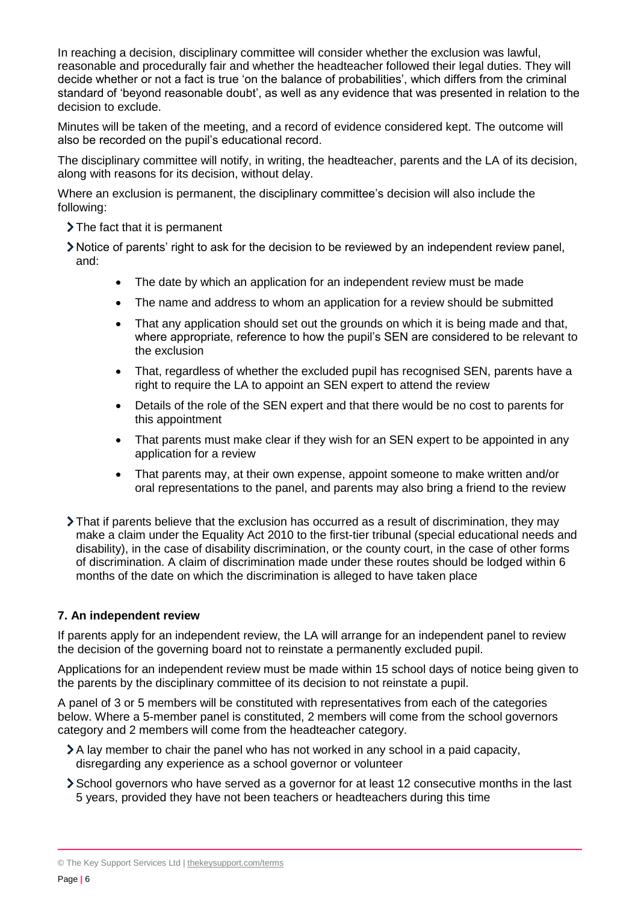In reaching a decision, disciplinary committee will consider whether the exclusion was lawful, reasonable and procedurally fair and whether the headteacher followed their legal duties. They will decide whether or not a fact is true 'on the balance of probabilities', which differs from the criminal standard of 'beyond reasonable doubt', as well as any evidence that was presented in relation to the decision to exclude.

Minutes will be taken of the meeting, and a record of evidence considered kept. The outcome will also be recorded on the pupil's educational record.

The disciplinary committee will notify, in writing, the headteacher, parents and the LA of its decision, along with reasons for its decision, without delay.

Where an exclusion is permanent, the disciplinary committee's decision will also include the following:

- The fact that it is permanent
- Notice of parents' right to ask for the decision to be reviewed by an independent review panel, and:
    - The date by which an application for an independent review must be made
    - The name and address to whom an application for a review should be submitted
    - That any application should set out the grounds on which it is being made and that, where appropriate, reference to how the pupil's SEN are considered to be relevant to the exclusion
    - That, regardless of whether the excluded pupil has recognised SEN, parents have a right to require the LA to appoint an SEN expert to attend the review
    - Details of the role of the SEN expert and that there would be no cost to parents for this appointment
    - That parents must make clear if they wish for an SEN expert to be appointed in any application for a review
    - That parents may, at their own expense, appoint someone to make written and/or oral representations to the panel, and parents may also bring a friend to the review
- That if parents believe that the exclusion has occurred as a result of discrimination, they may make a claim under the Equality Act 2010 to the first-tier tribunal (special educational needs and disability), in the case of disability discrimination, or the county court, in the case of other forms of discrimination. A claim of discrimination made under these routes should be lodged within 6 months of the date on which the discrimination is alleged to have taken place

### 7. An independent review

If parents apply for an independent review, the LA will arrange for an independent panel to review the decision of the governing board not to reinstate a permanently excluded pupil.

Applications for an independent review must be made within 15 school days of notice being given to the parents by the disciplinary committee of its decision to not reinstate a pupil.

A panel of 3 or 5 members will be constituted with representatives from each of the categories below. Where a 5-member panel is constituted, 2 members will come from the school governors category and 2 members will come from the headteacher category.

- A lay member to chair the panel who has not worked in any school in a paid capacity, disregarding any experience as a school governor or volunteer
- School governors who have served as a governor for at least 12 consecutive months in the last 5 years, provided they have not been teachers or headteachers during this time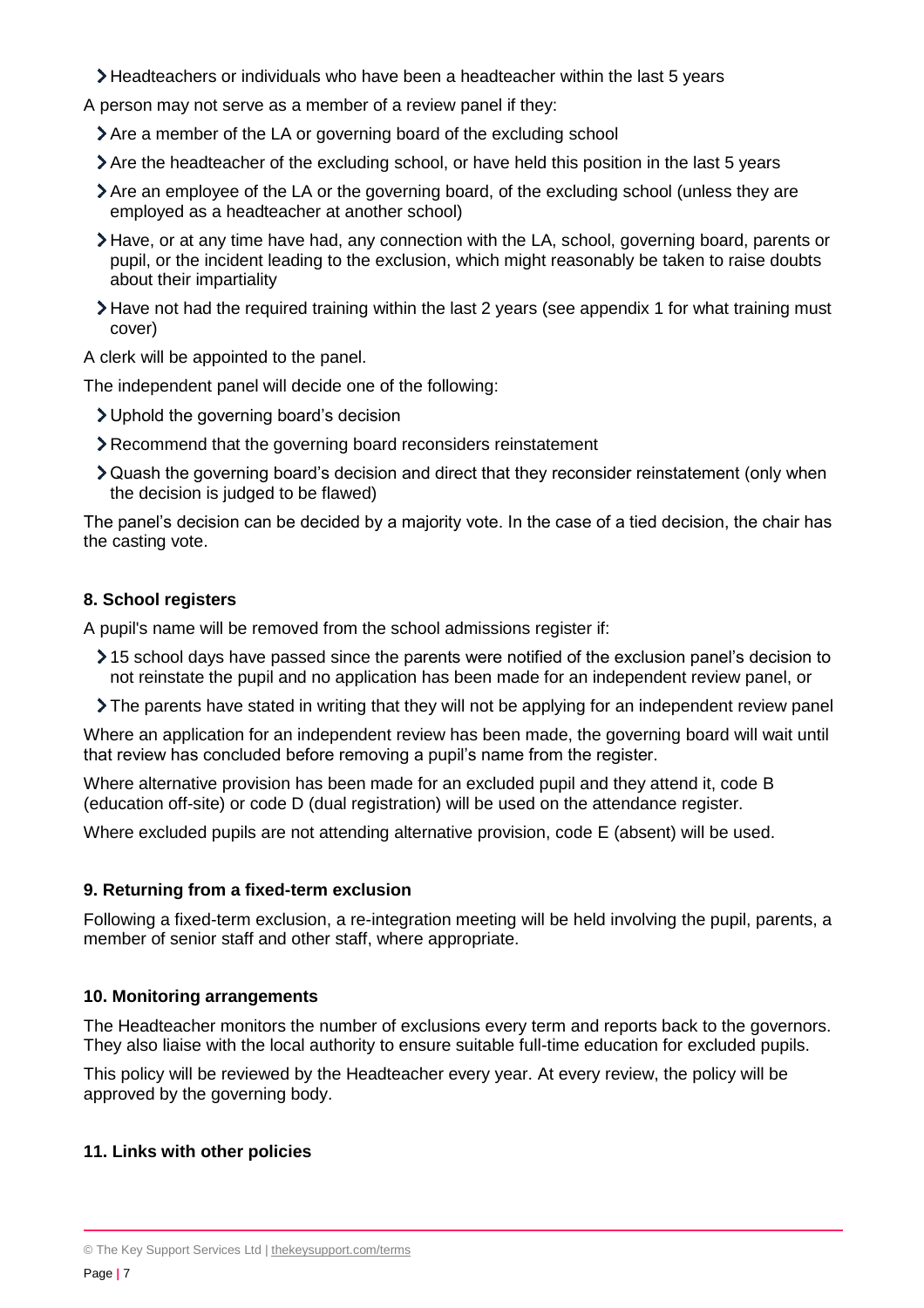- Headteachers or individuals who have been a headteacher within the last 5 years

A person may not serve as a member of a review panel if they:

- Are a member of the LA or governing board of the excluding school
- Are the headteacher of the excluding school, or have held this position in the last 5 years
- Are an employee of the LA or the governing board, of the excluding school (unless they are employed as a headteacher at another school)
- Have, or at any time have had, any connection with the LA, school, governing board, parents or pupil, or the incident leading to the exclusion, which might reasonably be taken to raise doubts about their impartiality
- Have not had the required training within the last 2 years (see appendix 1 for what training must cover)

A clerk will be appointed to the panel.

The independent panel will decide one of the following:

- Uphold the governing board's decision
- Recommend that the governing board reconsiders reinstatement
- Quash the governing board's decision and direct that they reconsider reinstatement (only when the decision is judged to be flawed)

The panel's decision can be decided by a majority vote. In the case of a tied decision, the chair has the casting vote.

## 8. School registers

A pupil's name will be removed from the school admissions register if:

- 15 school days have passed since the parents were notified of the exclusion panel's decision to not reinstate the pupil and no application has been made for an independent review panel, or
- The parents have stated in writing that they will not be applying for an independent review panel

Where an application for an independent review has been made, the governing board will wait until that review has concluded before removing a pupil's name from the register.

Where alternative provision has been made for an excluded pupil and they attend it, code B (education off-site) or code D (dual registration) will be used on the attendance register.

Where excluded pupils are not attending alternative provision, code E (absent) will be used.

## 9. Returning from a fixed-term exclusion

Following a fixed-term exclusion, a re-integration meeting will be held involving the pupil, parents, a member of senior staff and other staff, where appropriate.

## 10. Monitoring arrangements

The Headteacher monitors the number of exclusions every term and reports back to the governors. They also liaise with the local authority to ensure suitable full-time education for excluded pupils.

This policy will be reviewed by the Headteacher every year. At every review, the policy will be approved by the governing body.

## 11. Links with other policies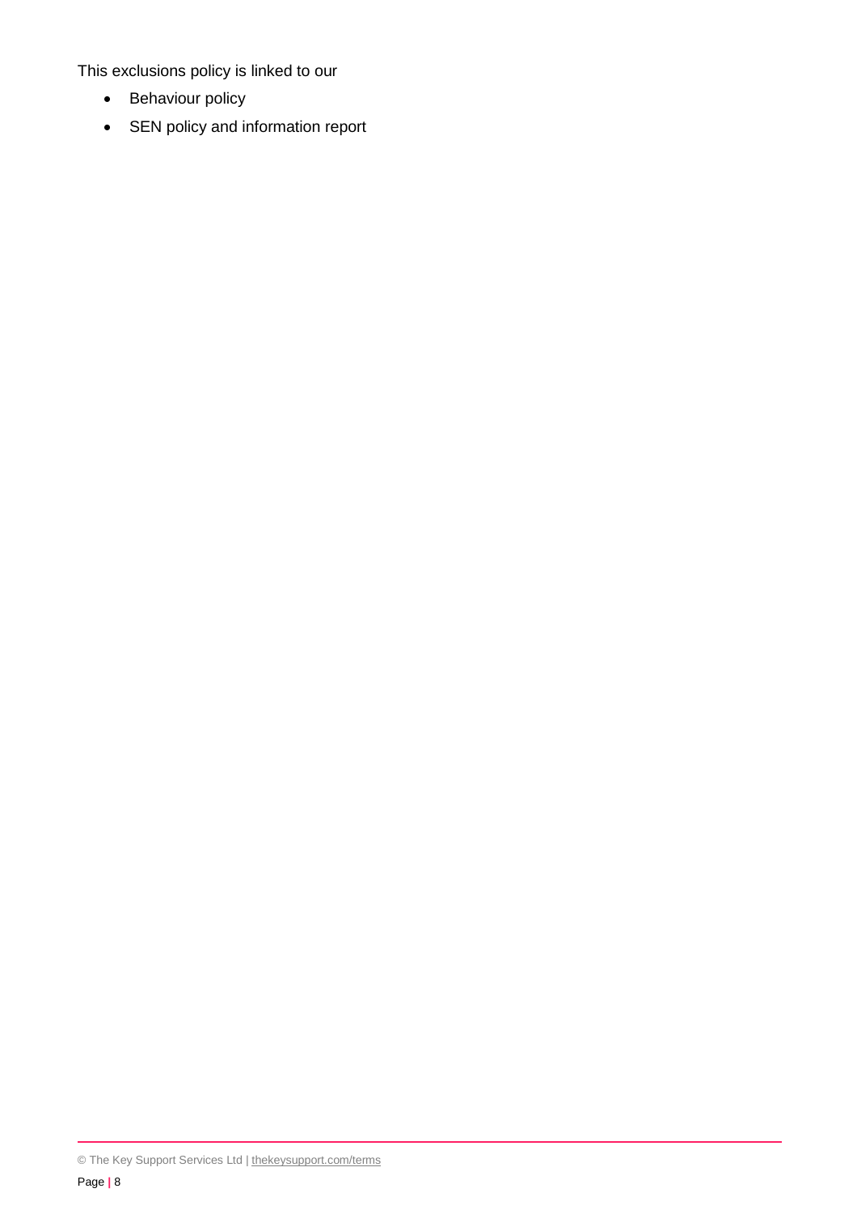This exclusions policy is linked to our

- Behaviour policy
- SEN policy and information report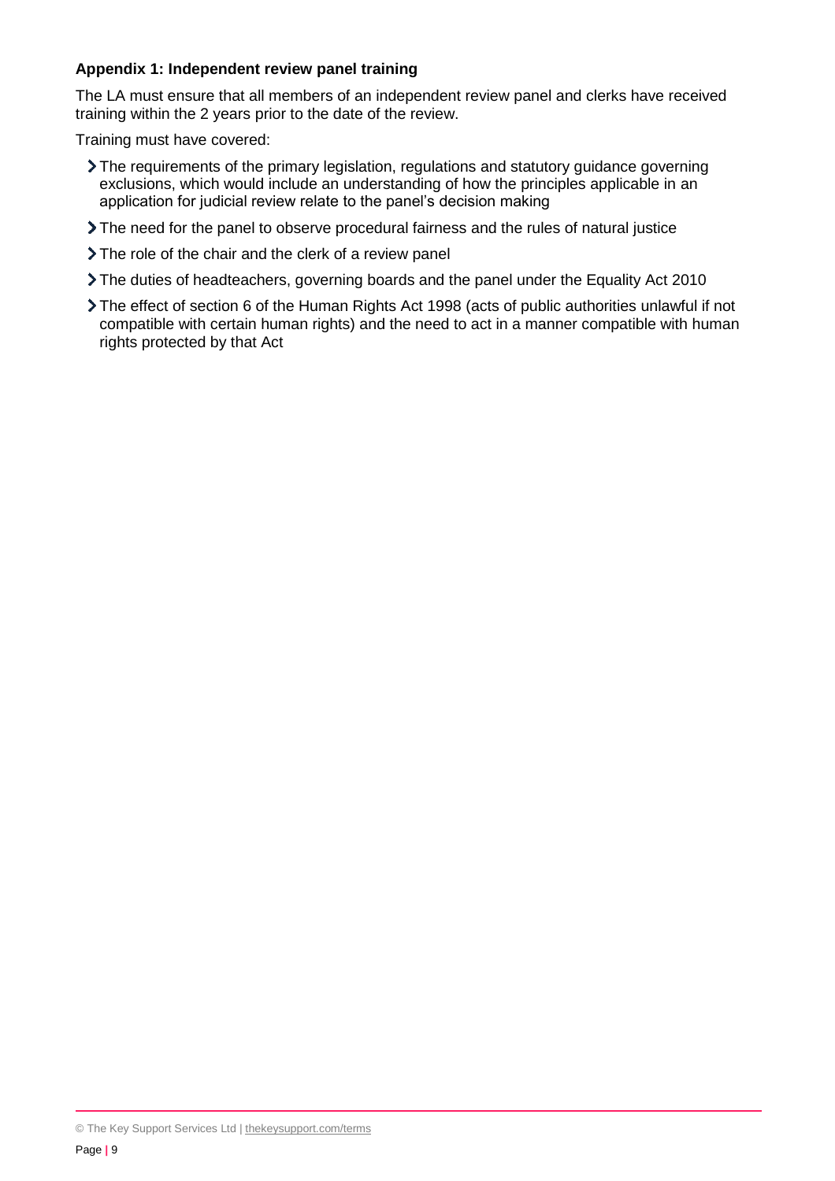### Appendix 1: Independent review panel training

The LA must ensure that all members of an independent review panel and clerks have received training within the 2 years prior to the date of the review.

Training must have covered:

- The requirements of the primary legislation, regulations and statutory guidance governing exclusions, which would include an understanding of how the principles applicable in an application for judicial review relate to the panel's decision making
- The need for the panel to observe procedural fairness and the rules of natural justice
- The role of the chair and the clerk of a review panel
- The duties of headteachers, governing boards and the panel under the Equality Act 2010
- The effect of section 6 of the Human Rights Act 1998 (acts of public authorities unlawful if not compatible with certain human rights) and the need to act in a manner compatible with human rights protected by that Act